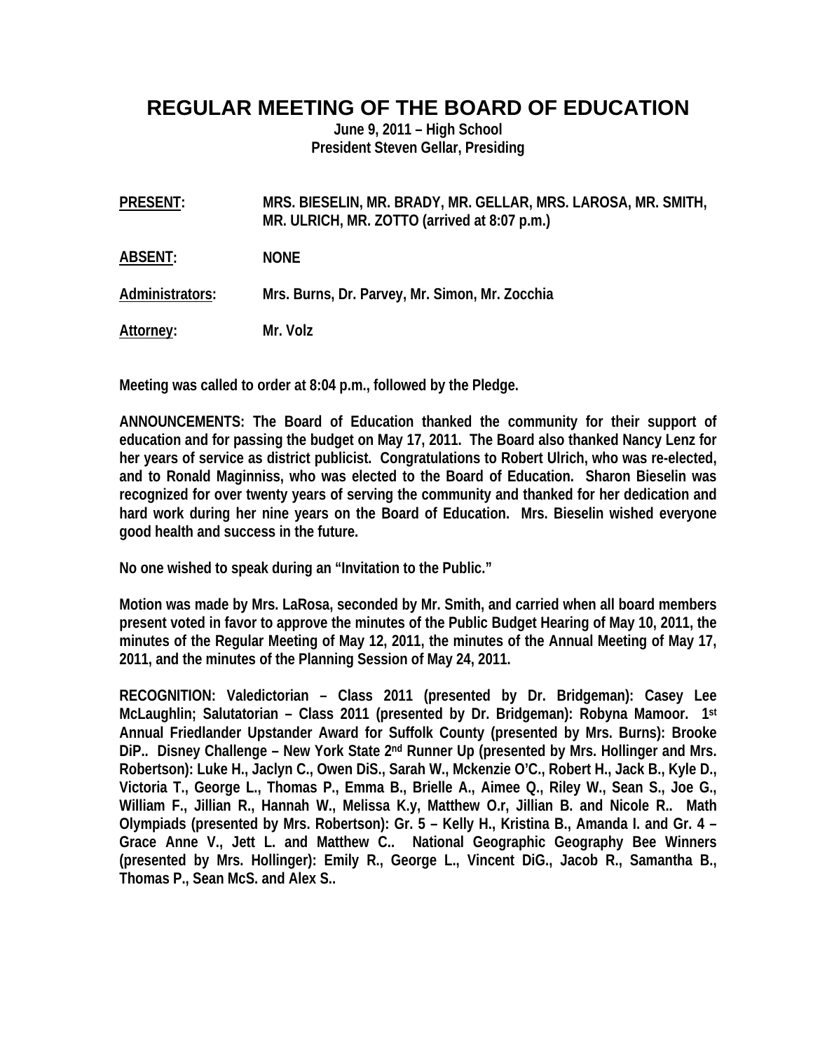# REGULAR MEETING OF THE BOARD OF EDUCATION

**June 9, 2011 – High School**
**President Steven Gellar, Presiding**

**PRESENT:** MRS. BIESELIN, MR. BRADY, MR. GELLAR, MRS. LAROSA, MR. SMITH, MR. ULRICH, MR. ZOTTO (arrived at 8:07 p.m.)

**ABSENT:** NONE

**Administrators:** Mrs. Burns, Dr. Parvey, Mr. Simon, Mr. Zocchia

**Attorney:** Mr. Volz

**Meeting was called to order at 8:04 p.m., followed by the Pledge.**

**ANNOUNCEMENTS: The Board of Education thanked the community for their support of education and for passing the budget on May 17, 2011. The Board also thanked Nancy Lenz for her years of service as district publicist. Congratulations to Robert Ulrich, who was re-elected, and to Ronald Maginniss, who was elected to the Board of Education. Sharon Bieselin was recognized for over twenty years of serving the community and thanked for her dedication and hard work during her nine years on the Board of Education. Mrs. Bieselin wished everyone good health and success in the future.**

**No one wished to speak during an "Invitation to the Public."**

**Motion was made by Mrs. LaRosa, seconded by Mr. Smith, and carried when all board members present voted in favor to approve the minutes of the Public Budget Hearing of May 10, 2011, the minutes of the Regular Meeting of May 12, 2011, the minutes of the Annual Meeting of May 17, 2011, and the minutes of the Planning Session of May 24, 2011.**

**RECOGNITION: Valedictorian – Class 2011 (presented by Dr. Bridgeman): Casey Lee McLaughlin; Salutatorian – Class 2011 (presented by Dr. Bridgeman): Robyna Mamoor. 1st Annual Friedlander Upstander Award for Suffolk County (presented by Mrs. Burns): Brooke DiP.. Disney Challenge – New York State 2nd Runner Up (presented by Mrs. Hollinger and Mrs. Robertson): Luke H., Jaclyn C., Owen DiS., Sarah W., Mckenzie O'C., Robert H., Jack B., Kyle D., Victoria T., George L., Thomas P., Emma B., Brielle A., Aimee Q., Riley W., Sean S., Joe G., William F., Jillian R., Hannah W., Melissa K.y, Matthew O.r, Jillian B. and Nicole R.. Math Olympiads (presented by Mrs. Robertson): Gr. 5 – Kelly H., Kristina B., Amanda I. and Gr. 4 – Grace Anne V., Jett L. and Matthew C.. National Geographic Geography Bee Winners (presented by Mrs. Hollinger): Emily R., George L., Vincent DiG., Jacob R., Samantha B., Thomas P., Sean McS. and Alex S..**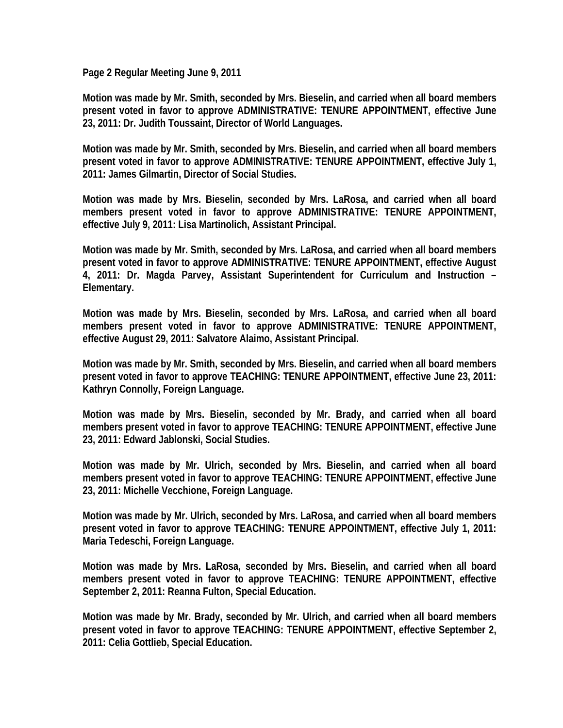**Motion was made by Mr. Smith, seconded by Mrs. Bieselin, and carried when all board members present voted in favor to approve ADMINISTRATIVE: TENURE APPOINTMENT, effective June 23, 2011: Dr. Judith Toussaint, Director of World Languages.**

**Motion was made by Mr. Smith, seconded by Mrs. Bieselin, and carried when all board members present voted in favor to approve ADMINISTRATIVE: TENURE APPOINTMENT, effective July 1, 2011: James Gilmartin, Director of Social Studies.**

**Motion was made by Mrs. Bieselin, seconded by Mrs. LaRosa, and carried when all board members present voted in favor to approve ADMINISTRATIVE: TENURE APPOINTMENT, effective July 9, 2011: Lisa Martinolich, Assistant Principal.**

**Motion was made by Mr. Smith, seconded by Mrs. LaRosa, and carried when all board members present voted in favor to approve ADMINISTRATIVE: TENURE APPOINTMENT, effective August 4, 2011: Dr. Magda Parvey, Assistant Superintendent for Curriculum and Instruction – Elementary.**

**Motion was made by Mrs. Bieselin, seconded by Mrs. LaRosa, and carried when all board members present voted in favor to approve ADMINISTRATIVE: TENURE APPOINTMENT, effective August 29, 2011: Salvatore Alaimo, Assistant Principal.**

**Motion was made by Mr. Smith, seconded by Mrs. Bieselin, and carried when all board members present voted in favor to approve TEACHING: TENURE APPOINTMENT, effective June 23, 2011: Kathryn Connolly, Foreign Language.**

**Motion was made by Mrs. Bieselin, seconded by Mr. Brady, and carried when all board members present voted in favor to approve TEACHING: TENURE APPOINTMENT, effective June 23, 2011: Edward Jablonski, Social Studies.**

**Motion was made by Mr. Ulrich, seconded by Mrs. Bieselin, and carried when all board members present voted in favor to approve TEACHING: TENURE APPOINTMENT, effective June 23, 2011: Michelle Vecchione, Foreign Language.**

**Motion was made by Mr. Ulrich, seconded by Mrs. LaRosa, and carried when all board members present voted in favor to approve TEACHING: TENURE APPOINTMENT, effective July 1, 2011: Maria Tedeschi, Foreign Language.**

**Motion was made by Mrs. LaRosa, seconded by Mrs. Bieselin, and carried when all board members present voted in favor to approve TEACHING: TENURE APPOINTMENT, effective September 2, 2011: Reanna Fulton, Special Education.**

**Motion was made by Mr. Brady, seconded by Mr. Ulrich, and carried when all board members present voted in favor to approve TEACHING: TENURE APPOINTMENT, effective September 2, 2011: Celia Gottlieb, Special Education.**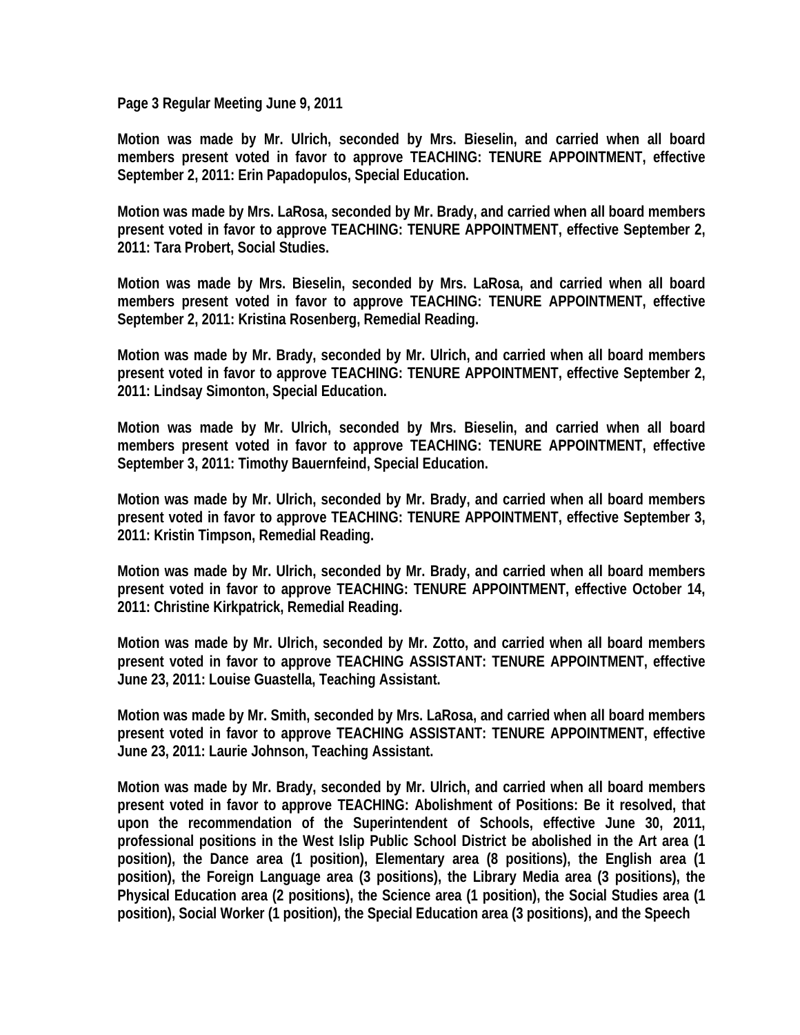**Motion was made by Mr. Ulrich, seconded by Mrs. Bieselin, and carried when all board members present voted in favor to approve TEACHING: TENURE APPOINTMENT, effective September 2, 2011: Erin Papadopulos, Special Education.**

**Motion was made by Mrs. LaRosa, seconded by Mr. Brady, and carried when all board members present voted in favor to approve TEACHING: TENURE APPOINTMENT, effective September 2, 2011: Tara Probert, Social Studies.**

**Motion was made by Mrs. Bieselin, seconded by Mrs. LaRosa, and carried when all board members present voted in favor to approve TEACHING: TENURE APPOINTMENT, effective September 2, 2011: Kristina Rosenberg, Remedial Reading.**

**Motion was made by Mr. Brady, seconded by Mr. Ulrich, and carried when all board members present voted in favor to approve TEACHING: TENURE APPOINTMENT, effective September 2, 2011: Lindsay Simonton, Special Education.**

**Motion was made by Mr. Ulrich, seconded by Mrs. Bieselin, and carried when all board members present voted in favor to approve TEACHING: TENURE APPOINTMENT, effective September 3, 2011: Timothy Bauernfeind, Special Education.**

**Motion was made by Mr. Ulrich, seconded by Mr. Brady, and carried when all board members present voted in favor to approve TEACHING: TENURE APPOINTMENT, effective September 3, 2011: Kristin Timpson, Remedial Reading.**

**Motion was made by Mr. Ulrich, seconded by Mr. Brady, and carried when all board members present voted in favor to approve TEACHING: TENURE APPOINTMENT, effective October 14, 2011: Christine Kirkpatrick, Remedial Reading.**

**Motion was made by Mr. Ulrich, seconded by Mr. Zotto, and carried when all board members present voted in favor to approve TEACHING ASSISTANT: TENURE APPOINTMENT, effective June 23, 2011: Louise Guastella, Teaching Assistant.**

**Motion was made by Mr. Smith, seconded by Mrs. LaRosa, and carried when all board members present voted in favor to approve TEACHING ASSISTANT: TENURE APPOINTMENT, effective June 23, 2011: Laurie Johnson, Teaching Assistant.**

**Motion was made by Mr. Brady, seconded by Mr. Ulrich, and carried when all board members present voted in favor to approve TEACHING: Abolishment of Positions: Be it resolved, that upon the recommendation of the Superintendent of Schools, effective June 30, 2011, professional positions in the West Islip Public School District be abolished in the Art area (1 position), the Dance area (1 position), Elementary area (8 positions), the English area (1 position), the Foreign Language area (3 positions), the Library Media area (3 positions), the Physical Education area (2 positions), the Science area (1 position), the Social Studies area (1 position), Social Worker (1 position), the Special Education area (3 positions), and the Speech**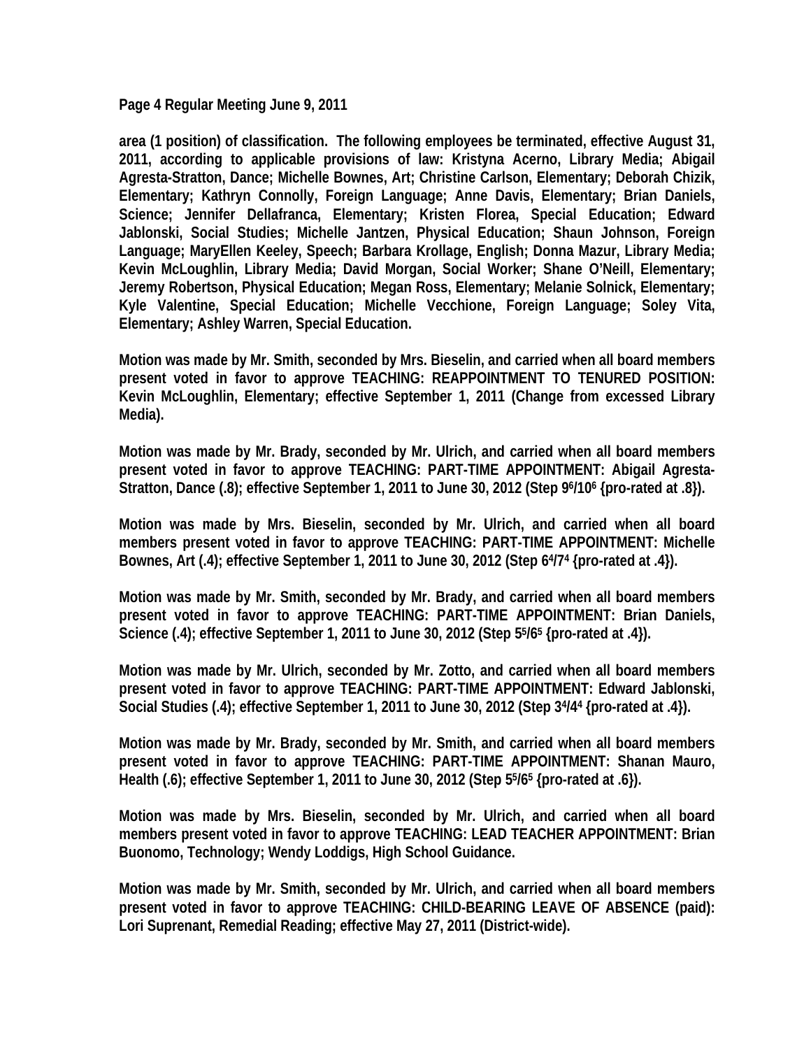Page 4 Regular Meeting June 9, 2011

**area (1 position) of classification. The following employees be terminated, effective August 31, 2011, according to applicable provisions of law: Kristyna Acerno, Library Media; Abigail Agresta-Stratton, Dance; Michelle Bownes, Art; Christine Carlson, Elementary; Deborah Chizik, Elementary; Kathryn Connolly, Foreign Language; Anne Davis, Elementary; Brian Daniels, Science; Jennifer Dellafranca, Elementary; Kristen Florea, Special Education; Edward Jablonski, Social Studies; Michelle Jantzen, Physical Education; Shaun Johnson, Foreign Language; MaryEllen Keeley, Speech; Barbara Krollage, English; Donna Mazur, Library Media; Kevin McLoughlin, Library Media; David Morgan, Social Worker; Shane O'Neill, Elementary; Jeremy Robertson, Physical Education; Megan Ross, Elementary; Melanie Solnick, Elementary; Kyle Valentine, Special Education; Michelle Vecchione, Foreign Language; Soley Vita, Elementary; Ashley Warren, Special Education.**

**Motion was made by Mr. Smith, seconded by Mrs. Bieselin, and carried when all board members present voted in favor to approve TEACHING: REAPPOINTMENT TO TENURED POSITION: Kevin McLoughlin, Elementary; effective September 1, 2011 (Change from excessed Library Media).**

**Motion was made by Mr. Brady, seconded by Mr. Ulrich, and carried when all board members present voted in favor to approve TEACHING: PART-TIME APPOINTMENT: Abigail Agresta-Stratton, Dance (.8); effective September 1, 2011 to June 30, 2012 (Step $9^6/10^6$ {pro-rated at .8}).**

**Motion was made by Mrs. Bieselin, seconded by Mr. Ulrich, and carried when all board members present voted in favor to approve TEACHING: PART-TIME APPOINTMENT: Michelle Bownes, Art (.4); effective September 1, 2011 to June 30, 2012 (Step $6^4/7^4$ {pro-rated at .4}).**

**Motion was made by Mr. Smith, seconded by Mr. Brady, and carried when all board members present voted in favor to approve TEACHING: PART-TIME APPOINTMENT: Brian Daniels, Science (.4); effective September 1, 2011 to June 30, 2012 (Step $5^5/6^5$ {pro-rated at .4}).**

**Motion was made by Mr. Ulrich, seconded by Mr. Zotto, and carried when all board members present voted in favor to approve TEACHING: PART-TIME APPOINTMENT: Edward Jablonski, Social Studies (.4); effective September 1, 2011 to June 30, 2012 (Step $3^4/4^4$ {pro-rated at .4}).**

**Motion was made by Mr. Brady, seconded by Mr. Smith, and carried when all board members present voted in favor to approve TEACHING: PART-TIME APPOINTMENT: Shanan Mauro, Health (.6); effective September 1, 2011 to June 30, 2012 (Step $5^5/6^5$ {pro-rated at .6}).**

**Motion was made by Mrs. Bieselin, seconded by Mr. Ulrich, and carried when all board members present voted in favor to approve TEACHING: LEAD TEACHER APPOINTMENT: Brian Buonomo, Technology; Wendy Loddigs, High School Guidance.**

**Motion was made by Mr. Smith, seconded by Mr. Ulrich, and carried when all board members present voted in favor to approve TEACHING: CHILD-BEARING LEAVE OF ABSENCE (paid): Lori Suprenant, Remedial Reading; effective May 27, 2011 (District-wide).**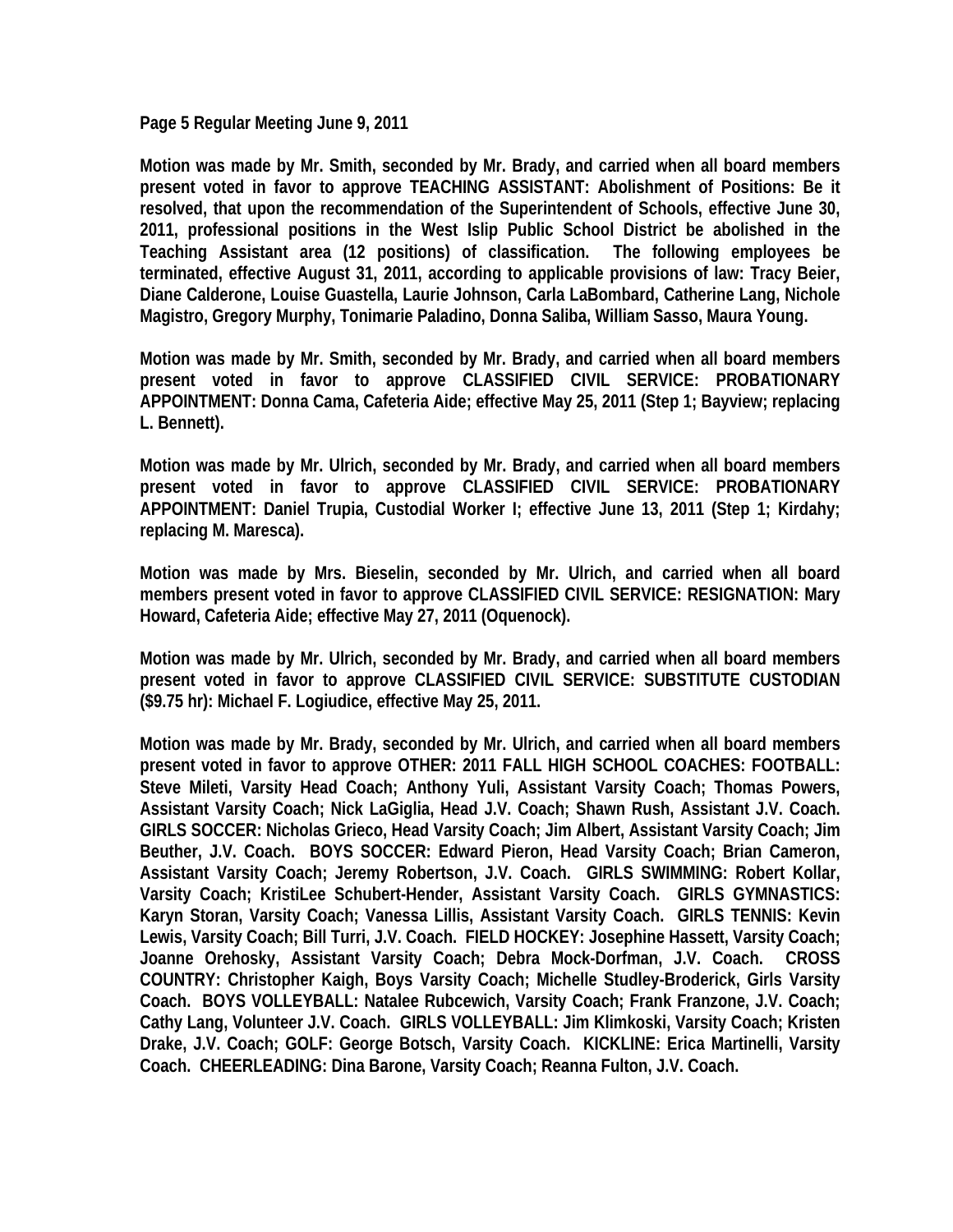**Page 5 Regular Meeting June 9, 2011**

**Motion was made by Mr. Smith, seconded by Mr. Brady, and carried when all board members present voted in favor to approve TEACHING ASSISTANT: Abolishment of Positions: Be it resolved, that upon the recommendation of the Superintendent of Schools, effective June 30, 2011, professional positions in the West Islip Public School District be abolished in the Teaching Assistant area (12 positions) of classification. The following employees be terminated, effective August 31, 2011, according to applicable provisions of law: Tracy Beier, Diane Calderone, Louise Guastella, Laurie Johnson, Carla LaBombard, Catherine Lang, Nichole Magistro, Gregory Murphy, Tonimarie Paladino, Donna Saliba, William Sasso, Maura Young.**

**Motion was made by Mr. Smith, seconded by Mr. Brady, and carried when all board members present voted in favor to approve CLASSIFIED CIVIL SERVICE: PROBATIONARY APPOINTMENT: Donna Cama, Cafeteria Aide; effective May 25, 2011 (Step 1; Bayview; replacing L. Bennett).**

**Motion was made by Mr. Ulrich, seconded by Mr. Brady, and carried when all board members present voted in favor to approve CLASSIFIED CIVIL SERVICE: PROBATIONARY APPOINTMENT: Daniel Trupia, Custodial Worker I; effective June 13, 2011 (Step 1; Kirdahy; replacing M. Maresca).**

**Motion was made by Mrs. Bieselin, seconded by Mr. Ulrich, and carried when all board members present voted in favor to approve CLASSIFIED CIVIL SERVICE: RESIGNATION: Mary Howard, Cafeteria Aide; effective May 27, 2011 (Oquenock).**

**Motion was made by Mr. Ulrich, seconded by Mr. Brady, and carried when all board members present voted in favor to approve CLASSIFIED CIVIL SERVICE: SUBSTITUTE CUSTODIAN ($9.75 hr): Michael F. Logiudice, effective May 25, 2011.**

**Motion was made by Mr. Brady, seconded by Mr. Ulrich, and carried when all board members present voted in favor to approve OTHER: 2011 FALL HIGH SCHOOL COACHES: FOOTBALL: Steve Mileti, Varsity Head Coach; Anthony Yuli, Assistant Varsity Coach; Thomas Powers, Assistant Varsity Coach; Nick LaGiglia, Head J.V. Coach; Shawn Rush, Assistant J.V. Coach. GIRLS SOCCER: Nicholas Grieco, Head Varsity Coach; Jim Albert, Assistant Varsity Coach; Jim Beuther, J.V. Coach. BOYS SOCCER: Edward Pieron, Head Varsity Coach; Brian Cameron, Assistant Varsity Coach; Jeremy Robertson, J.V. Coach. GIRLS SWIMMING: Robert Kollar, Varsity Coach; KristiLee Schubert-Hender, Assistant Varsity Coach. GIRLS GYMNASTICS: Karyn Storan, Varsity Coach; Vanessa Lillis, Assistant Varsity Coach. GIRLS TENNIS: Kevin Lewis, Varsity Coach; Bill Turri, J.V. Coach. FIELD HOCKEY: Josephine Hassett, Varsity Coach; Joanne Orehosky, Assistant Varsity Coach; Debra Mock-Dorfman, J.V. Coach. CROSS COUNTRY: Christopher Kaigh, Boys Varsity Coach; Michelle Studley-Broderick, Girls Varsity Coach. BOYS VOLLEYBALL: Natalee Rubcewich, Varsity Coach; Frank Franzone, J.V. Coach; Cathy Lang, Volunteer J.V. Coach. GIRLS VOLLEYBALL: Jim Klimkoski, Varsity Coach; Kristen Drake, J.V. Coach; GOLF: George Botsch, Varsity Coach. KICKLINE: Erica Martinelli, Varsity Coach. CHEERLEADING: Dina Barone, Varsity Coach; Reanna Fulton, J.V. Coach.**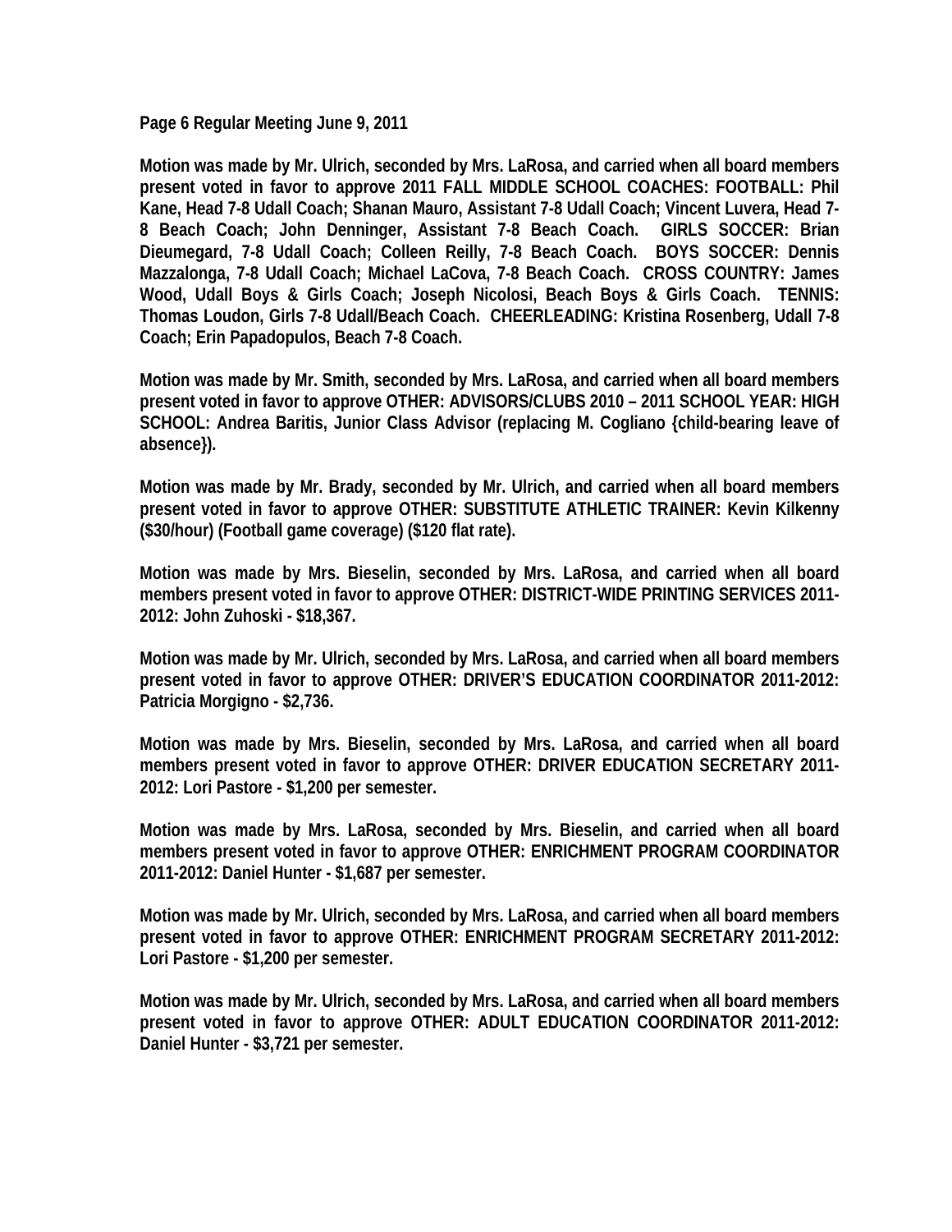**Page 6 Regular Meeting June 9, 2011**

**Motion was made by Mr. Ulrich, seconded by Mrs. LaRosa, and carried when all board members present voted in favor to approve 2011 FALL MIDDLE SCHOOL COACHES: FOOTBALL: Phil Kane, Head 7-8 Udall Coach; Shanan Mauro, Assistant 7-8 Udall Coach; Vincent Luvera, Head 7-8 Beach Coach; John Denninger, Assistant 7-8 Beach Coach. GIRLS SOCCER: Brian Dieumegard, 7-8 Udall Coach; Colleen Reilly, 7-8 Beach Coach. BOYS SOCCER: Dennis Mazzalonga, 7-8 Udall Coach; Michael LaCova, 7-8 Beach Coach. CROSS COUNTRY: James Wood, Udall Boys & Girls Coach; Joseph Nicolosi, Beach Boys & Girls Coach. TENNIS: Thomas Loudon, Girls 7-8 Udall/Beach Coach. CHEERLEADING: Kristina Rosenberg, Udall 7-8 Coach; Erin Papadopulos, Beach 7-8 Coach.**

**Motion was made by Mr. Smith, seconded by Mrs. LaRosa, and carried when all board members present voted in favor to approve OTHER: ADVISORS/CLUBS 2010 – 2011 SCHOOL YEAR: HIGH SCHOOL: Andrea Baritis, Junior Class Advisor (replacing M. Cogliano {child-bearing leave of absence}).**

**Motion was made by Mr. Brady, seconded by Mr. Ulrich, and carried when all board members present voted in favor to approve OTHER: SUBSTITUTE ATHLETIC TRAINER: Kevin Kilkenny ($30/hour) (Football game coverage) ($120 flat rate).**

**Motion was made by Mrs. Bieselin, seconded by Mrs. LaRosa, and carried when all board members present voted in favor to approve OTHER: DISTRICT-WIDE PRINTING SERVICES 2011-2012: John Zuhoski - $18,367.**

**Motion was made by Mr. Ulrich, seconded by Mrs. LaRosa, and carried when all board members present voted in favor to approve OTHER: DRIVER'S EDUCATION COORDINATOR 2011-2012: Patricia Morgigno - $2,736.**

**Motion was made by Mrs. Bieselin, seconded by Mrs. LaRosa, and carried when all board members present voted in favor to approve OTHER: DRIVER EDUCATION SECRETARY 2011-2012: Lori Pastore - $1,200 per semester.**

**Motion was made by Mrs. LaRosa, seconded by Mrs. Bieselin, and carried when all board members present voted in favor to approve OTHER: ENRICHMENT PROGRAM COORDINATOR 2011-2012: Daniel Hunter - $1,687 per semester.**

**Motion was made by Mr. Ulrich, seconded by Mrs. LaRosa, and carried when all board members present voted in favor to approve OTHER: ENRICHMENT PROGRAM SECRETARY 2011-2012: Lori Pastore - $1,200 per semester.**

**Motion was made by Mr. Ulrich, seconded by Mrs. LaRosa, and carried when all board members present voted in favor to approve OTHER: ADULT EDUCATION COORDINATOR 2011-2012: Daniel Hunter - $3,721 per semester.**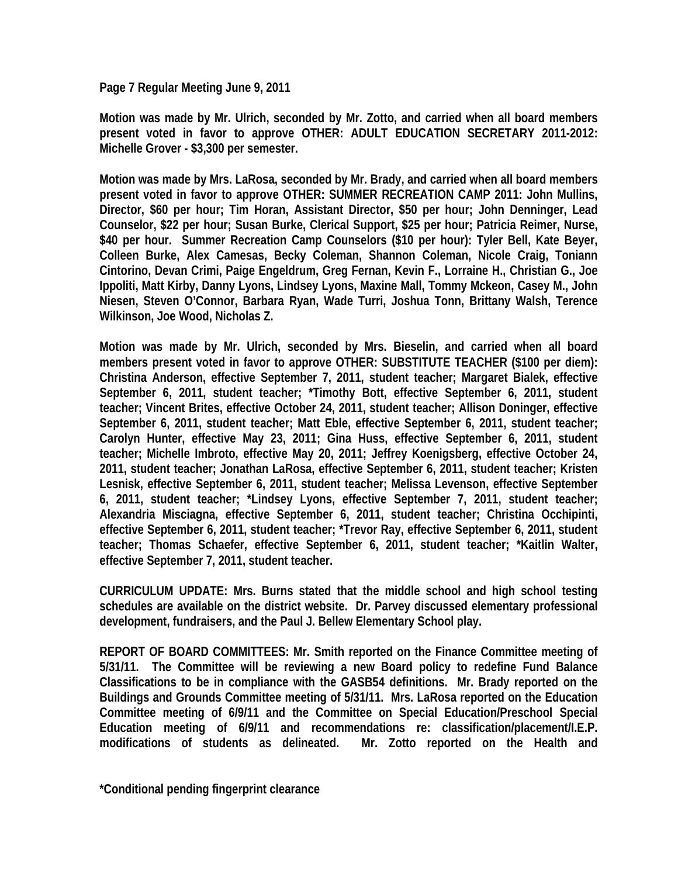**Page 7 Regular Meeting June 9, 2011**

**Motion was made by Mr. Ulrich, seconded by Mr. Zotto, and carried when all board members present voted in favor to approve OTHER: ADULT EDUCATION SECRETARY 2011-2012: Michelle Grover - $3,300 per semester.**

**Motion was made by Mrs. LaRosa, seconded by Mr. Brady, and carried when all board members present voted in favor to approve OTHER: SUMMER RECREATION CAMP 2011: John Mullins, Director, $60 per hour; Tim Horan, Assistant Director, $50 per hour; John Denninger, Lead Counselor, $22 per hour; Susan Burke, Clerical Support, $25 per hour; Patricia Reimer, Nurse, $40 per hour. Summer Recreation Camp Counselors ($10 per hour): Tyler Bell, Kate Beyer, Colleen Burke, Alex Camesas, Becky Coleman, Shannon Coleman, Nicole Craig, Toniann Cintorino, Devan Crimi, Paige Engeldrum, Greg Fernan, Kevin F., Lorraine H., Christian G., Joe Ippoliti, Matt Kirby, Danny Lyons, Lindsey Lyons, Maxine Mall, Tommy Mckeon, Casey M., John Niesen, Steven O'Connor, Barbara Ryan, Wade Turri, Joshua Tonn, Brittany Walsh, Terence Wilkinson, Joe Wood, Nicholas Z.**

**Motion was made by Mr. Ulrich, seconded by Mrs. Bieselin, and carried when all board members present voted in favor to approve OTHER: SUBSTITUTE TEACHER ($100 per diem): Christina Anderson, effective September 7, 2011, student teacher; Margaret Bialek, effective September 6, 2011, student teacher; *Timothy Bott, effective September 6, 2011, student teacher; Vincent Brites, effective October 24, 2011, student teacher; Allison Doninger, effective September 6, 2011, student teacher; Matt Eble, effective September 6, 2011, student teacher; Carolyn Hunter, effective May 23, 2011; Gina Huss, effective September 6, 2011, student teacher; Michelle Imbroto, effective May 20, 2011; Jeffrey Koenigsberg, effective October 24, 2011, student teacher; Jonathan LaRosa, effective September 6, 2011, student teacher; Kristen Lesnisk, effective September 6, 2011, student teacher; Melissa Levenson, effective September 6, 2011, student teacher; *Lindsey Lyons, effective September 7, 2011, student teacher; Alexandria Misciagna, effective September 6, 2011, student teacher; Christina Occhipinti, effective September 6, 2011, student teacher; *Trevor Ray, effective September 6, 2011, student teacher; Thomas Schaefer, effective September 6, 2011, student teacher; *Kaitlin Walter, effective September 7, 2011, student teacher.**

**CURRICULUM UPDATE: Mrs. Burns stated that the middle school and high school testing schedules are available on the district website. Dr. Parvey discussed elementary professional development, fundraisers, and the Paul J. Bellew Elementary School play.**

**REPORT OF BOARD COMMITTEES: Mr. Smith reported on the Finance Committee meeting of 5/31/11. The Committee will be reviewing a new Board policy to redefine Fund Balance Classifications to be in compliance with the GASB54 definitions. Mr. Brady reported on the Buildings and Grounds Committee meeting of 5/31/11. Mrs. LaRosa reported on the Education Committee meeting of 6/9/11 and the Committee on Special Education/Preschool Special Education meeting of 6/9/11 and recommendations re: classification/placement/I.E.P. modifications of students as delineated. Mr. Zotto reported on the Health and**

**\*Conditional pending fingerprint clearance**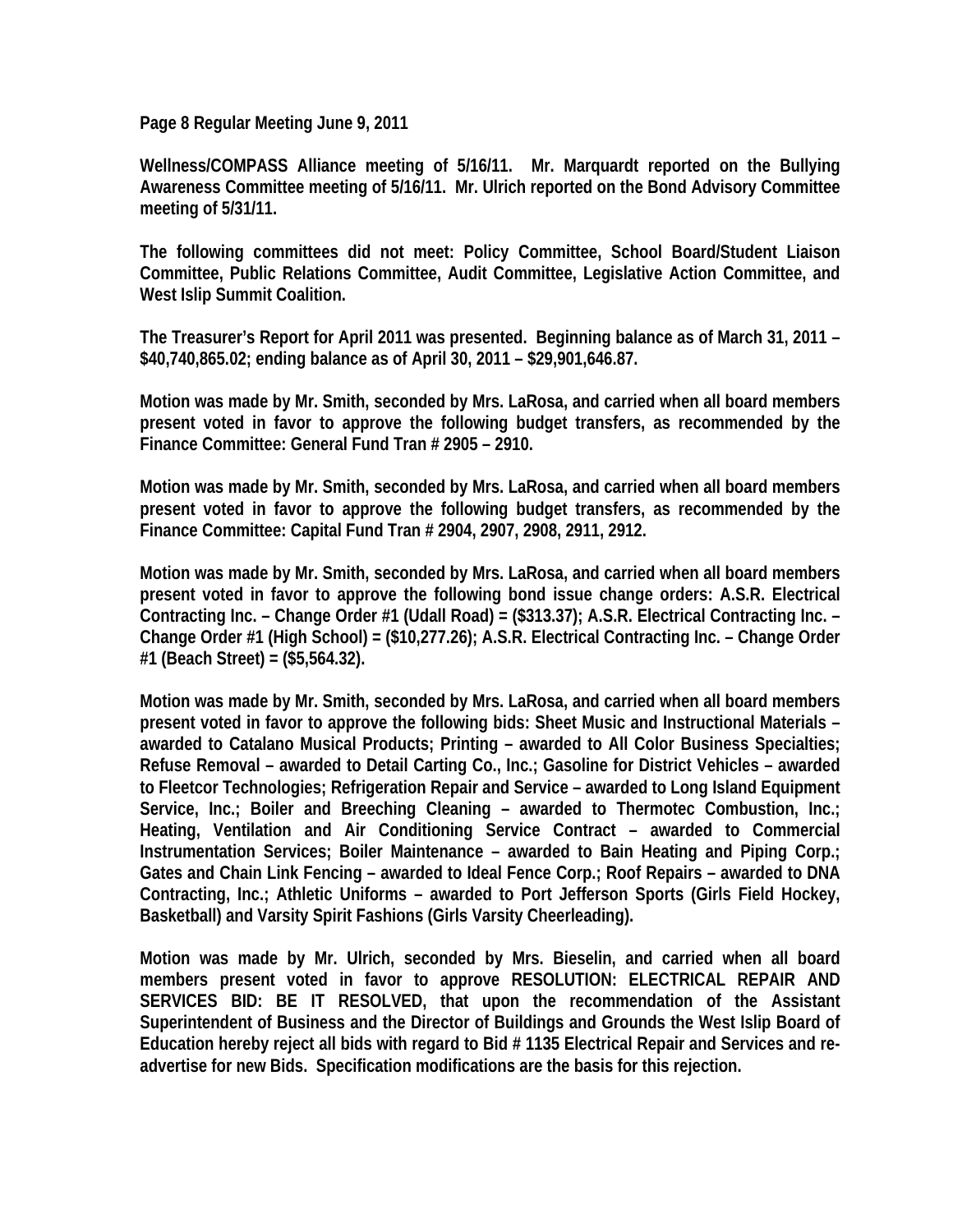**Wellness/COMPASS Alliance meeting of 5/16/11. Mr. Marquardt reported on the Bullying Awareness Committee meeting of 5/16/11. Mr. Ulrich reported on the Bond Advisory Committee meeting of 5/31/11.**

**The following committees did not meet: Policy Committee, School Board/Student Liaison Committee, Public Relations Committee, Audit Committee, Legislative Action Committee, and West Islip Summit Coalition.**

**The Treasurer's Report for April 2011 was presented. Beginning balance as of March 31, 2011 – $40,740,865.02; ending balance as of April 30, 2011 – $29,901,646.87.**

**Motion was made by Mr. Smith, seconded by Mrs. LaRosa, and carried when all board members present voted in favor to approve the following budget transfers, as recommended by the Finance Committee: General Fund Tran # 2905 – 2910.**

**Motion was made by Mr. Smith, seconded by Mrs. LaRosa, and carried when all board members present voted in favor to approve the following budget transfers, as recommended by the Finance Committee: Capital Fund Tran # 2904, 2907, 2908, 2911, 2912.**

**Motion was made by Mr. Smith, seconded by Mrs. LaRosa, and carried when all board members present voted in favor to approve the following bond issue change orders: A.S.R. Electrical Contracting Inc. – Change Order #1 (Udall Road) = ($313.37); A.S.R. Electrical Contracting Inc. – Change Order #1 (High School) = ($10,277.26); A.S.R. Electrical Contracting Inc. – Change Order #1 (Beach Street) = ($5,564.32).**

**Motion was made by Mr. Smith, seconded by Mrs. LaRosa, and carried when all board members present voted in favor to approve the following bids: Sheet Music and Instructional Materials – awarded to Catalano Musical Products; Printing – awarded to All Color Business Specialties; Refuse Removal – awarded to Detail Carting Co., Inc.; Gasoline for District Vehicles – awarded to Fleetcor Technologies; Refrigeration Repair and Service – awarded to Long Island Equipment Service, Inc.; Boiler and Breeching Cleaning – awarded to Thermotec Combustion, Inc.; Heating, Ventilation and Air Conditioning Service Contract – awarded to Commercial Instrumentation Services; Boiler Maintenance – awarded to Bain Heating and Piping Corp.; Gates and Chain Link Fencing – awarded to Ideal Fence Corp.; Roof Repairs – awarded to DNA Contracting, Inc.; Athletic Uniforms – awarded to Port Jefferson Sports (Girls Field Hockey, Basketball) and Varsity Spirit Fashions (Girls Varsity Cheerleading).**

**Motion was made by Mr. Ulrich, seconded by Mrs. Bieselin, and carried when all board members present voted in favor to approve RESOLUTION: ELECTRICAL REPAIR AND SERVICES BID: BE IT RESOLVED, that upon the recommendation of the Assistant Superintendent of Business and the Director of Buildings and Grounds the West Islip Board of Education hereby reject all bids with regard to Bid # 1135 Electrical Repair and Services and re-advertise for new Bids. Specification modifications are the basis for this rejection.**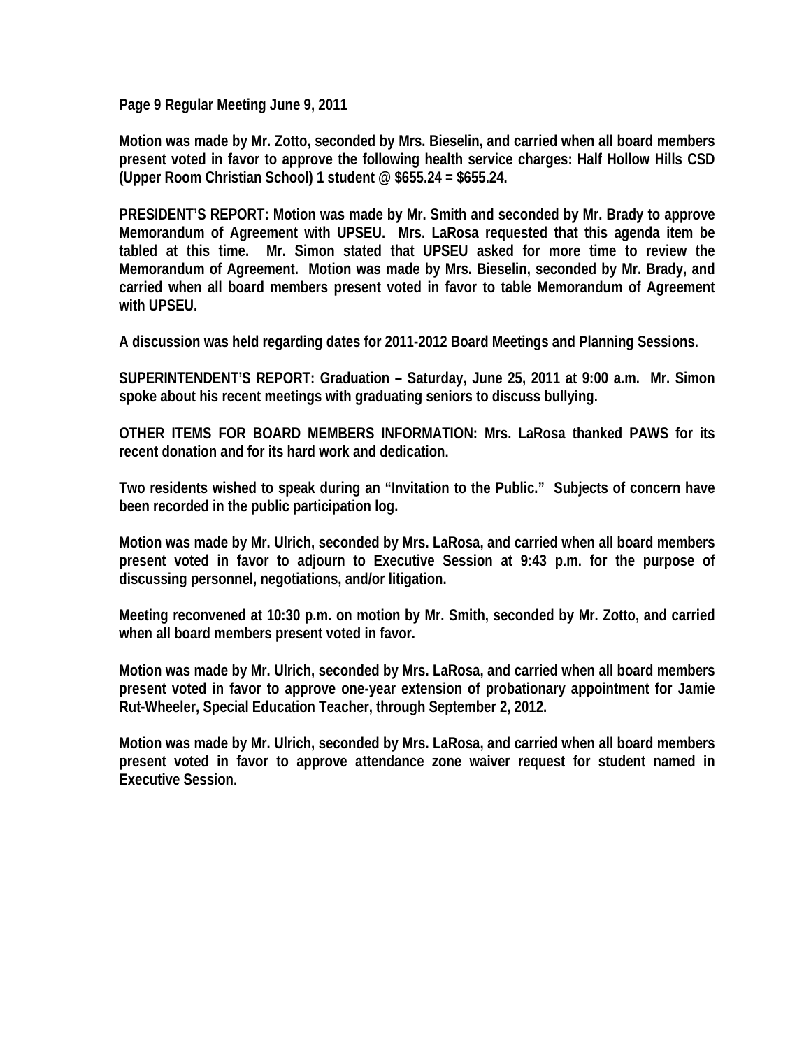Page 9 Regular Meeting June 9, 2011

Motion was made by Mr. Zotto, seconded by Mrs. Bieselin, and carried when all board members present voted in favor to approve the following health service charges: Half Hollow Hills CSD (Upper Room Christian School) 1 student @ $655.24 = $655.24.

PRESIDENT'S REPORT: Motion was made by Mr. Smith and seconded by Mr. Brady to approve Memorandum of Agreement with UPSEU. Mrs. LaRosa requested that this agenda item be tabled at this time. Mr. Simon stated that UPSEU asked for more time to review the Memorandum of Agreement. Motion was made by Mrs. Bieselin, seconded by Mr. Brady, and carried when all board members present voted in favor to table Memorandum of Agreement with UPSEU.

A discussion was held regarding dates for 2011-2012 Board Meetings and Planning Sessions.

SUPERINTENDENT'S REPORT: Graduation – Saturday, June 25, 2011 at 9:00 a.m. Mr. Simon spoke about his recent meetings with graduating seniors to discuss bullying.

OTHER ITEMS FOR BOARD MEMBERS INFORMATION: Mrs. LaRosa thanked PAWS for its recent donation and for its hard work and dedication.

Two residents wished to speak during an "Invitation to the Public." Subjects of concern have been recorded in the public participation log.

Motion was made by Mr. Ulrich, seconded by Mrs. LaRosa, and carried when all board members present voted in favor to adjourn to Executive Session at 9:43 p.m. for the purpose of discussing personnel, negotiations, and/or litigation.

Meeting reconvened at 10:30 p.m. on motion by Mr. Smith, seconded by Mr. Zotto, and carried when all board members present voted in favor.

Motion was made by Mr. Ulrich, seconded by Mrs. LaRosa, and carried when all board members present voted in favor to approve one-year extension of probationary appointment for Jamie Rut-Wheeler, Special Education Teacher, through September 2, 2012.

Motion was made by Mr. Ulrich, seconded by Mrs. LaRosa, and carried when all board members present voted in favor to approve attendance zone waiver request for student named in Executive Session.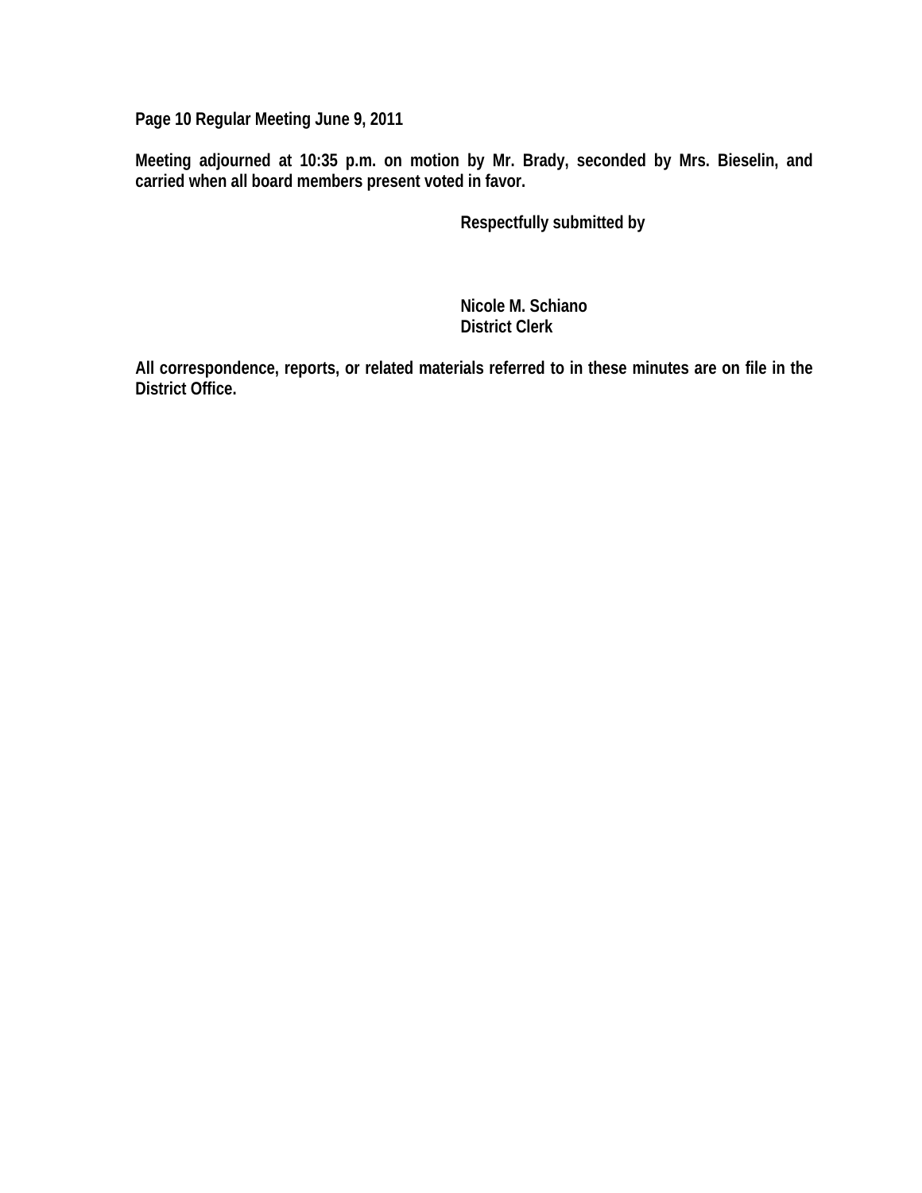Meeting adjourned at 10:35 p.m. on motion by Mr. Brady, seconded by Mrs. Bieselin, and carried when all board members present voted in favor.

Respectfully submitted by

Nicole M. Schiano
District Clerk

All correspondence, reports, or related materials referred to in these minutes are on file in the District Office.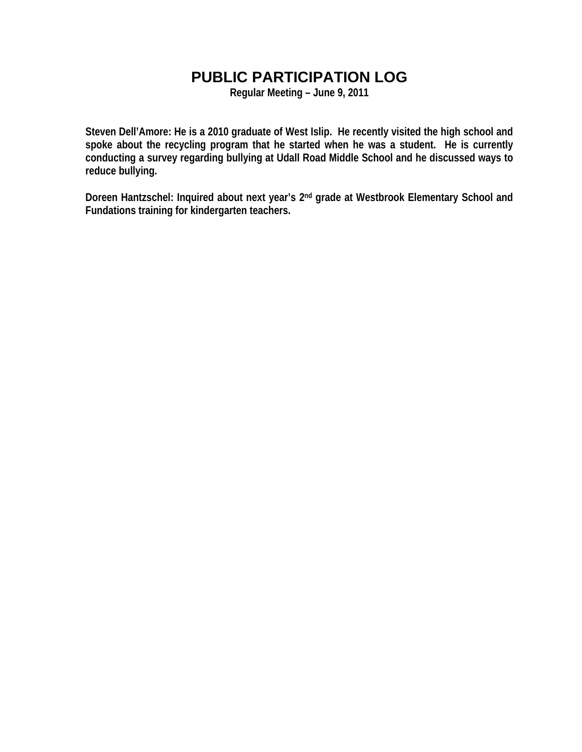# PUBLIC PARTICIPATION LOG

**Regular Meeting – June 9, 2011**

**Steven Dell'Amore: He is a 2010 graduate of West Islip. He recently visited the high school and spoke about the recycling program that he started when he was a student. He is currently conducting a survey regarding bullying at Udall Road Middle School and he discussed ways to reduce bullying.**

**Doreen Hantzschel: Inquired about next year's 2nd grade at Westbrook Elementary School and Fundations training for kindergarten teachers.**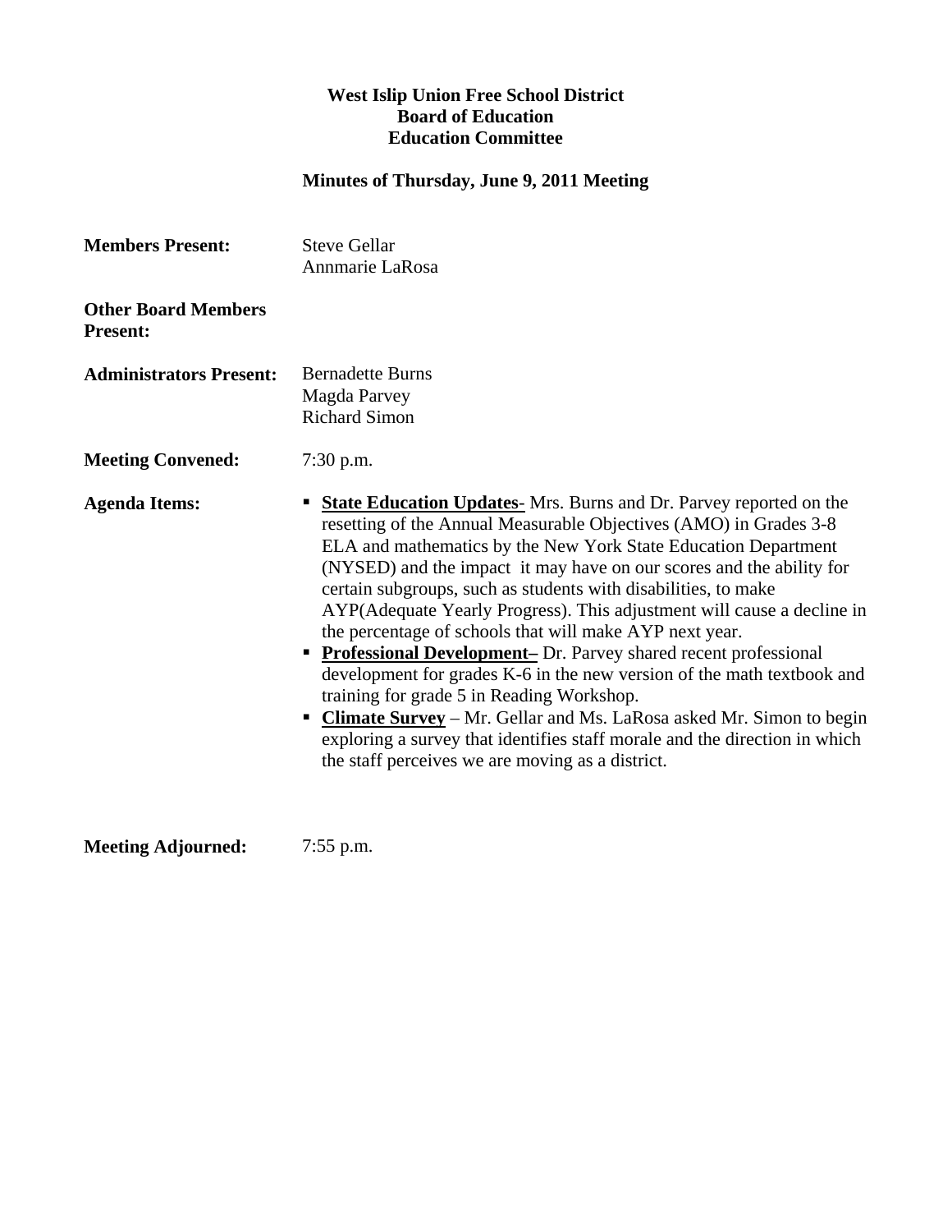**West Islip Union Free School District**
**Board of Education**
**Education Committee**

**Minutes of Thursday, June 9, 2011 Meeting**

**Members Present:** Steve Gellar
Annmarie LaRosa

**Other Board Members Present:**

**Administrators Present:** Bernadette Burns
Magda Parvey
Richard Simon

**Meeting Convened:** 7:30 p.m.

**Agenda Items:**

- **State Education Updates**- Mrs. Burns and Dr. Parvey reported on the resetting of the Annual Measurable Objectives (AMO) in Grades 3-8 ELA and mathematics by the New York State Education Department (NYSED) and the impact it may have on our scores and the ability for certain subgroups, such as students with disabilities, to make AYP(Adequate Yearly Progress). This adjustment will cause a decline in the percentage of schools that will make AYP next year.
- **Professional Development–** Dr. Parvey shared recent professional development for grades K-6 in the new version of the math textbook and training for grade 5 in Reading Workshop.
- **Climate Survey** – Mr. Gellar and Ms. LaRosa asked Mr. Simon to begin exploring a survey that identifies staff morale and the direction in which the staff perceives we are moving as a district.

**Meeting Adjourned:** 7:55 p.m.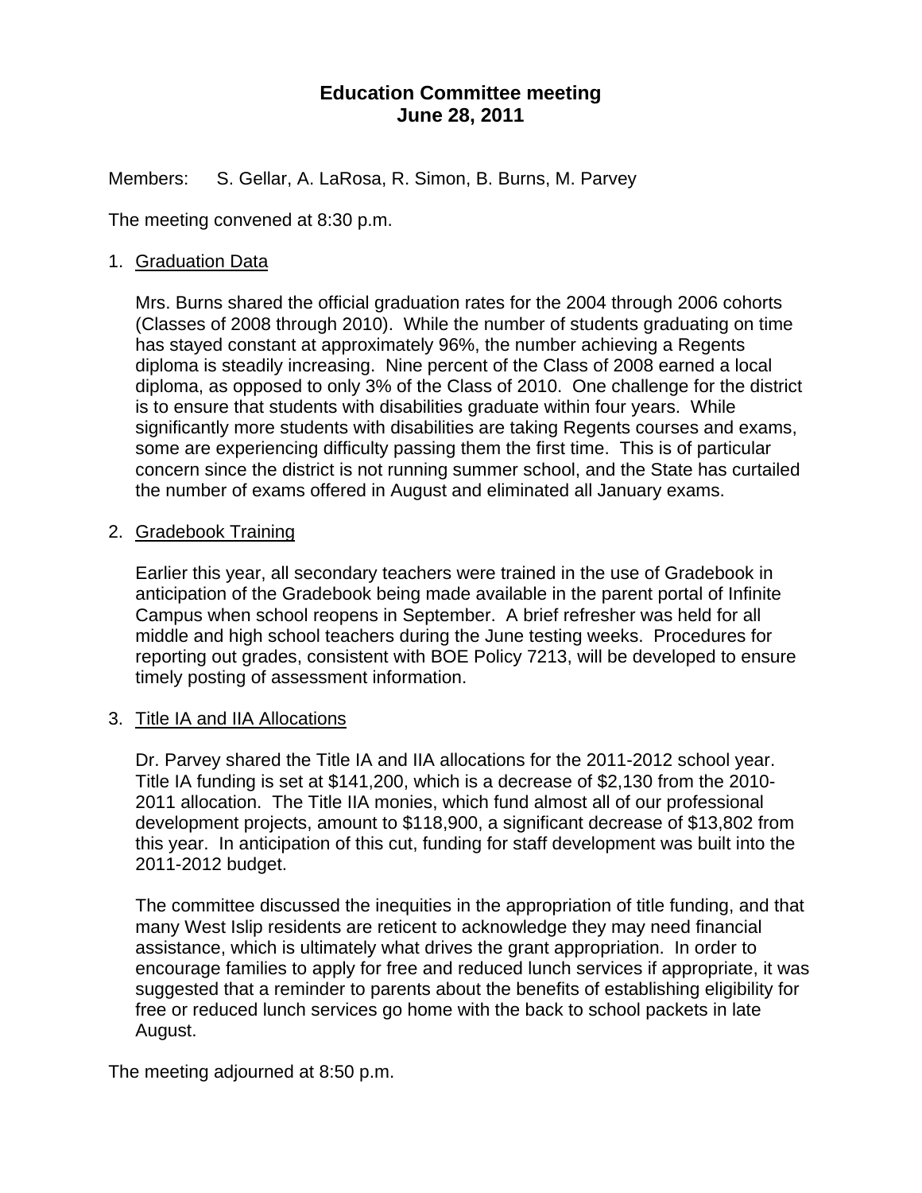# Education Committee meeting
## June 28, 2011

Members: S. Gellar, A. LaRosa, R. Simon, B. Burns, M. Parvey

The meeting convened at 8:30 p.m.

1. Graduation Data

   Mrs. Burns shared the official graduation rates for the 2004 through 2006 cohorts (Classes of 2008 through 2010). While the number of students graduating on time has stayed constant at approximately 96%, the number achieving a Regents diploma is steadily increasing. Nine percent of the Class of 2008 earned a local diploma, as opposed to only 3% of the Class of 2010. One challenge for the district is to ensure that students with disabilities graduate within four years. While significantly more students with disabilities are taking Regents courses and exams, some are experiencing difficulty passing them the first time. This is of particular concern since the district is not running summer school, and the State has curtailed the number of exams offered in August and eliminated all January exams.

2. Gradebook Training

   Earlier this year, all secondary teachers were trained in the use of Gradebook in anticipation of the Gradebook being made available in the parent portal of Infinite Campus when school reopens in September. A brief refresher was held for all middle and high school teachers during the June testing weeks. Procedures for reporting out grades, consistent with BOE Policy 7213, will be developed to ensure timely posting of assessment information.

3. Title IA and IIA Allocations

   Dr. Parvey shared the Title IA and IIA allocations for the 2011-2012 school year. Title IA funding is set at $141,200, which is a decrease of $2,130 from the 2010-2011 allocation. The Title IIA monies, which fund almost all of our professional development projects, amount to $118,900, a significant decrease of $13,802 from this year. In anticipation of this cut, funding for staff development was built into the 2011-2012 budget.

   The committee discussed the inequities in the appropriation of title funding, and that many West Islip residents are reticent to acknowledge they may need financial assistance, which is ultimately what drives the grant appropriation. In order to encourage families to apply for free and reduced lunch services if appropriate, it was suggested that a reminder to parents about the benefits of establishing eligibility for free or reduced lunch services go home with the back to school packets in late August.

The meeting adjourned at 8:50 p.m.